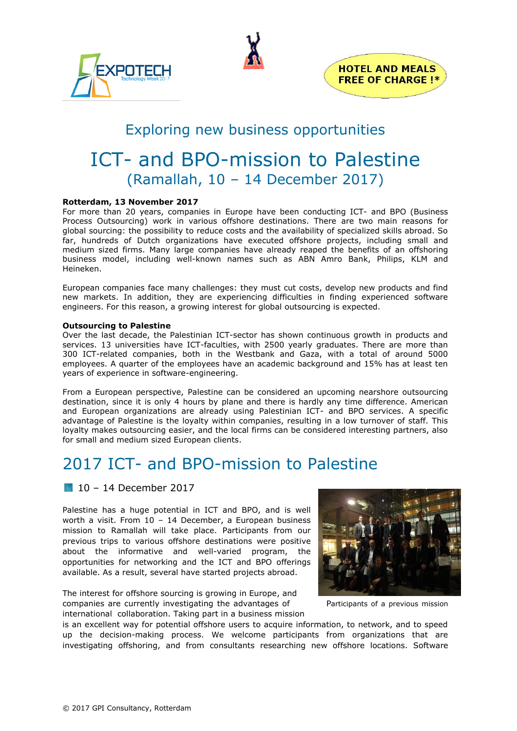HOTEL AND MEALS FREE OF CHARGE !*

## Exploring new business opportunities

# ICT- and BPO-mission to Palestine

## (Ramallah, 10 – 14 December 2017)

**Rotterdam, 13 November 2017**

For more than 20 years, companies in Europe have been conducting ICT- and BPO (Business Process Outsourcing) work in various offshore destinations. There are two main reasons for global sourcing: the possibility to reduce costs and the availability of specialized skills abroad. So far, hundreds of Dutch organizations have executed offshore projects, including small and medium sized firms. Many large companies have already reaped the benefits of an offshoring business model, including well-known names such as ABN Amro Bank, Philips, KLM and Heineken.

European companies face many challenges: they must cut costs, develop new products and find new markets. In addition, they are experiencing difficulties in finding experienced software engineers. For this reason, a growing interest for global outsourcing is expected.

**Outsourcing to Palestine**

Over the last decade, the Palestinian ICT-sector has shown continuous growth in products and services. 13 universities have ICT-faculties, with 2500 yearly graduates. There are more than 300 ICT-related companies, both in the Westbank and Gaza, with a total of around 5000 employees. A quarter of the employees have an academic background and 15% has at least ten years of experience in software-engineering.

From a European perspective, Palestine can be considered an upcoming nearshore outsourcing destination, since it is only 4 hours by plane and there is hardly any time difference. American and European organizations are already using Palestinian ICT- and BPO services. A specific advantage of Palestine is the loyalty within companies, resulting in a low turnover of staff. This loyalty makes outsourcing easier, and the local firms can be considered interesting partners, also for small and medium sized European clients.

# 2017 ICT- and BPO-mission to Palestine

- 10 – 14 December 2017

Palestine has a huge potential in ICT and BPO, and is well worth a visit. From 10 – 14 December, a European business mission to Ramallah will take place. Participants from our previous trips to various offshore destinations were positive about the informative and well-varied program, the opportunities for networking and the ICT and BPO offerings available. As a result, several have started projects abroad.

Participants of a previous mission

The interest for offshore sourcing is growing in Europe, and companies are currently investigating the advantages of international collaboration. Taking part in a business mission is an excellent way for potential offshore users to acquire information, to network, and to speed up the decision-making process. We welcome participants from organizations that are investigating offshoring, and from consultants researching new offshore locations. Software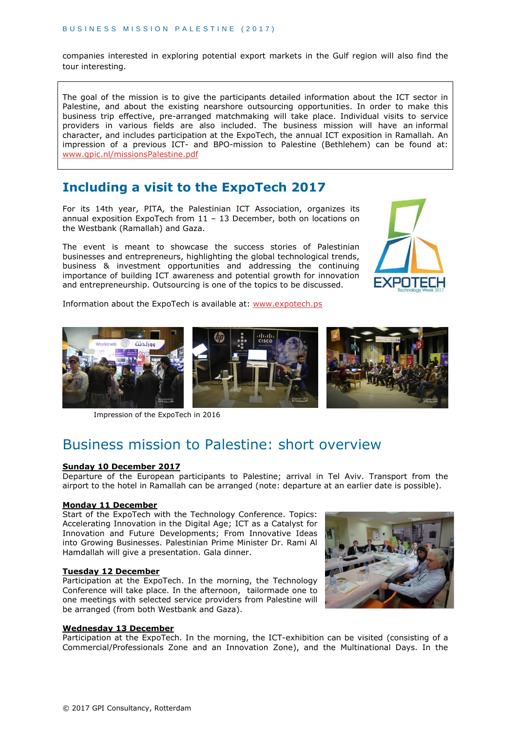companies interested in exploring potential export markets in the Gulf region will also find the tour interesting.

The goal of the mission is to give the participants detailed information about the ICT sector in Palestine, and about the existing nearshore outsourcing opportunities. In order to make this business trip effective, pre-arranged matchmaking will take place. Individual visits to service providers in various fields are also included. The business mission will have an informal character, and includes participation at the ExpoTech, the annual ICT exposition in Ramallah. An impression of a previous ICT- and BPO-mission to Palestine (Bethlehem) can be found at: www.gpic.nl/missionsPalestine.pdf

## Including a visit to the ExpoTech 2017

For its 14th year, PITA, the Palestinian ICT Association, organizes its annual exposition ExpoTech from 11 – 13 December, both on locations on the Westbank (Ramallah) and Gaza.

The event is meant to showcase the success stories of Palestinian businesses and entrepreneurs, highlighting the global technological trends, business & investment opportunities and addressing the continuing importance of building ICT awareness and potential growth for innovation and entrepreneurship. Outsourcing is one of the topics to be discussed.

Information about the ExpoTech is available at: www.expotech.ps

Impression of the ExpoTech in 2016

# Business mission to Palestine: short overview

**Sunday 10 December 2017**
Departure of the European participants to Palestine; arrival in Tel Aviv. Transport from the airport to the hotel in Ramallah can be arranged (note: departure at an earlier date is possible).

**Monday 11 December**
Start of the ExpoTech with the Technology Conference. Topics: Accelerating Innovation in the Digital Age; ICT as a Catalyst for Innovation and Future Developments; From Innovative Ideas into Growing Businesses. Palestinian Prime Minister Dr. Rami Al Hamdallah will give a presentation. Gala dinner.

**Tuesday 12 December**
Participation at the ExpoTech. In the morning, the Technology Conference will take place. In the afternoon, tailormade one to one meetings with selected service providers from Palestine will be arranged (from both Westbank and Gaza).

**Wednesday 13 December**
Participation at the ExpoTech. In the morning, the ICT-exhibition can be visited (consisting of a Commercial/Professionals Zone and an Innovation Zone), and the Multinational Days. In the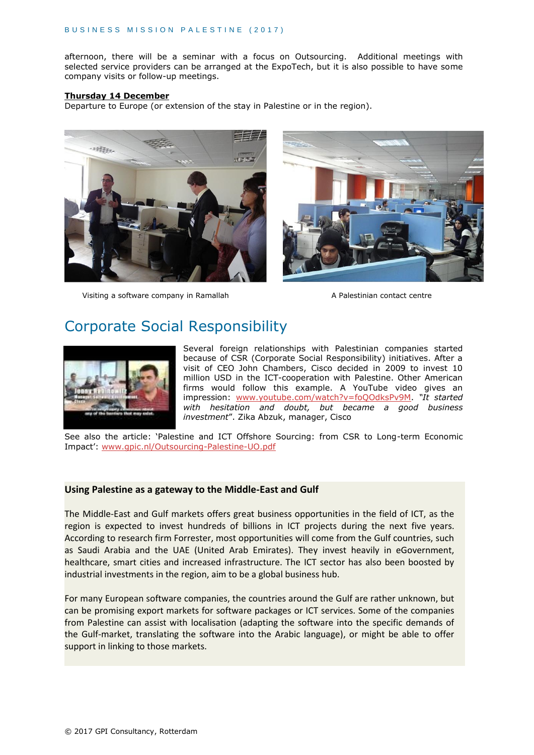afternoon, there will be a seminar with a focus on Outsourcing. Additional meetings with selected service providers can be arranged at the ExpoTech, but it is also possible to have some company visits or follow-up meetings.

**Thursday 14 December**
Departure to Europe (or extension of the stay in Palestine or in the region).

Visiting a software company in Ramallah

A Palestinian contact centre

# Corporate Social Responsibility

Several foreign relationships with Palestinian companies started because of CSR (Corporate Social Responsibility) initiatives. After a visit of CEO John Chambers, Cisco decided in 2009 to invest 10 million USD in the ICT-cooperation with Palestine. Other American firms would follow this example. A YouTube video gives an impression: www.youtube.com/watch?v=foQOdksPv9M. *"It started with hesitation and doubt, but became a good business investment*". Zika Abzuk, manager, Cisco

See also the article: 'Palestine and ICT Offshore Sourcing: from CSR to Long-term Economic Impact': www.gpic.nl/Outsourcing-Palestine-UO.pdf

### Using Palestine as a gateway to the Middle-East and Gulf

The Middle-East and Gulf markets offers great business opportunities in the field of ICT, as the region is expected to invest hundreds of billions in ICT projects during the next five years. According to research firm Forrester, most opportunities will come from the Gulf countries, such as Saudi Arabia and the UAE (United Arab Emirates). They invest heavily in eGovernment, healthcare, smart cities and increased infrastructure. The ICT sector has also been boosted by industrial investments in the region, aim to be a global business hub.

For many European software companies, the countries around the Gulf are rather unknown, but can be promising export markets for software packages or ICT services. Some of the companies from Palestine can assist with localisation (adapting the software into the specific demands of the Gulf-market, translating the software into the Arabic language), or might be able to offer support in linking to those markets.

© 2017 GPI Consultancy, Rotterdam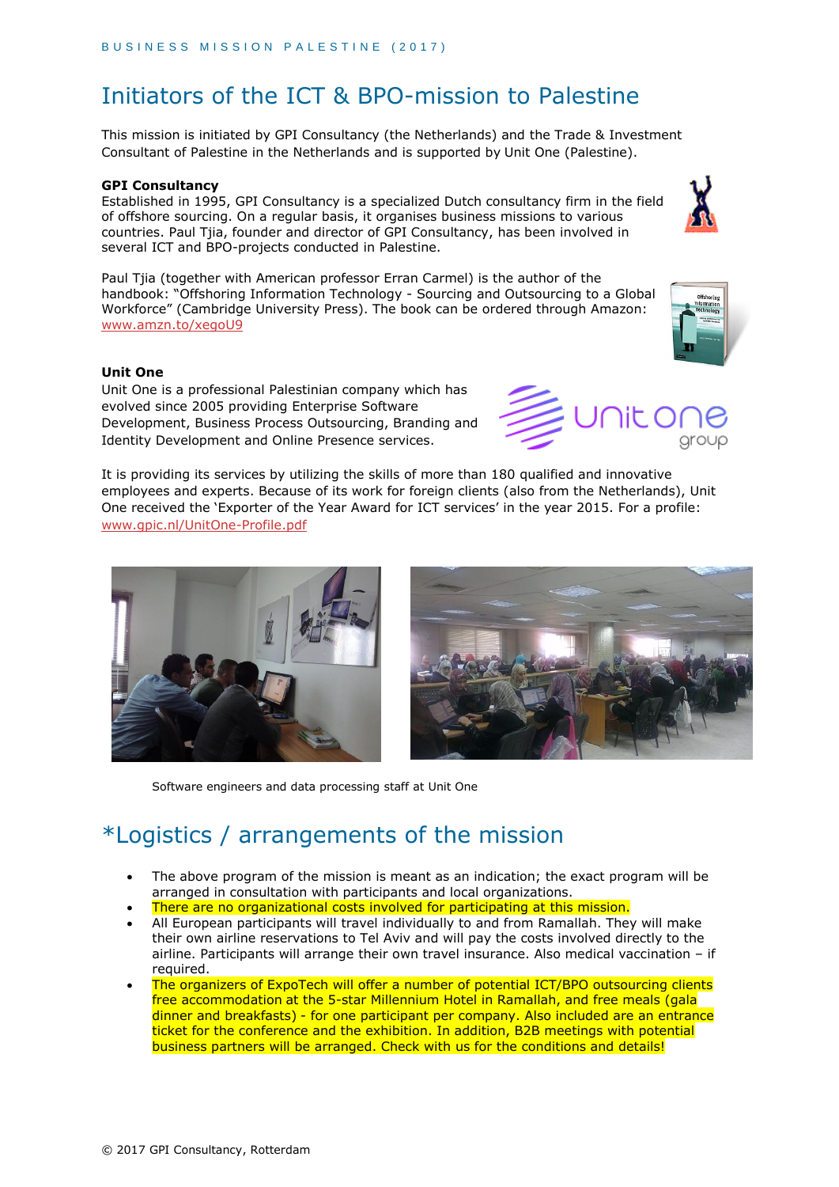# Initiators of the ICT & BPO-mission to Palestine

This mission is initiated by GPI Consultancy (the Netherlands) and the Trade & Investment Consultant of Palestine in the Netherlands and is supported by Unit One (Palestine).

**GPI Consultancy**
Established in 1995, GPI Consultancy is a specialized Dutch consultancy firm in the field of offshore sourcing. On a regular basis, it organises business missions to various countries. Paul Tjia, founder and director of GPI Consultancy, has been involved in several ICT and BPO-projects conducted in Palestine.

Paul Tjia (together with American professor Erran Carmel) is the author of the handbook: "Offshoring Information Technology - Sourcing and Outsourcing to a Global Workforce" (Cambridge University Press). The book can be ordered through Amazon: www.amzn.to/xegoU9

**Unit One**
Unit One is a professional Palestinian company which has evolved since 2005 providing Enterprise Software Development, Business Process Outsourcing, Branding and Identity Development and Online Presence services.

It is providing its services by utilizing the skills of more than 180 qualified and innovative employees and experts. Because of its work for foreign clients (also from the Netherlands), Unit One received the 'Exporter of the Year Award for ICT services' in the year 2015. For a profile: www.gpic.nl/UnitOne-Profile.pdf

Software engineers and data processing staff at Unit One

# *Logistics / arrangements of the mission

- The above program of the mission is meant as an indication; the exact program will be arranged in consultation with participants and local organizations.
- There are no organizational costs involved for participating at this mission.
- All European participants will travel individually to and from Ramallah. They will make their own airline reservations to Tel Aviv and will pay the costs involved directly to the airline. Participants will arrange their own travel insurance. Also medical vaccination – if required.
- The organizers of ExpoTech will offer a number of potential ICT/BPO outsourcing clients free accommodation at the 5-star Millennium Hotel in Ramallah, and free meals (gala dinner and breakfasts) - for one participant per company. Also included are an entrance ticket for the conference and the exhibition. In addition, B2B meetings with potential business partners will be arranged. Check with us for the conditions and details!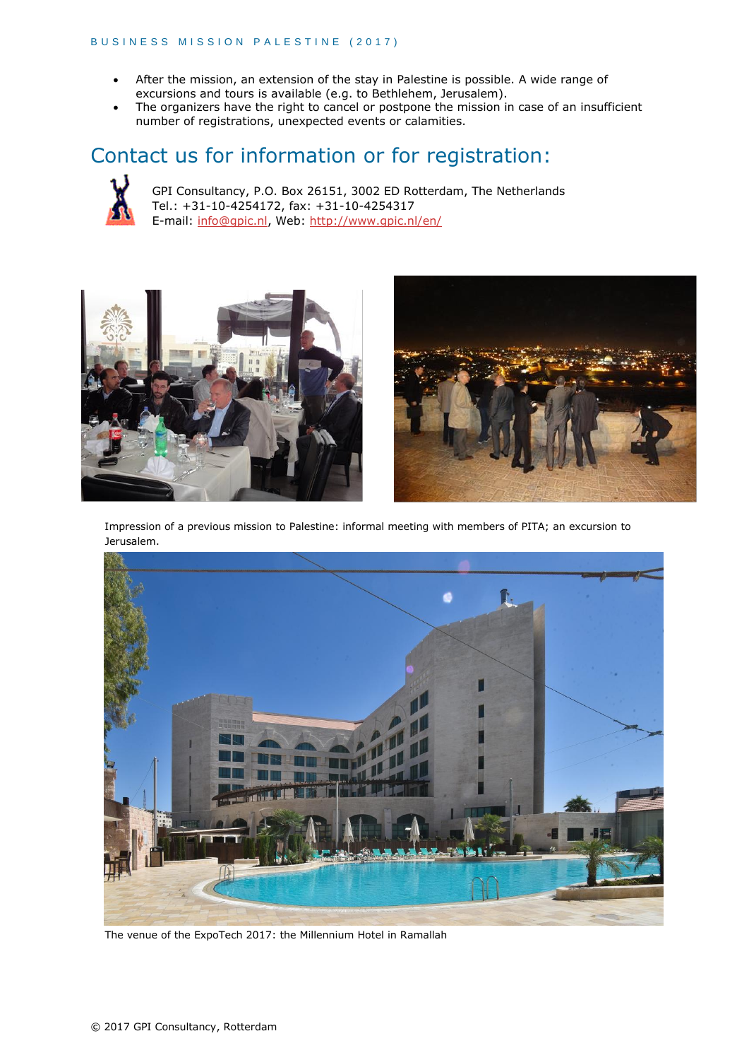- After the mission, an extension of the stay in Palestine is possible. A wide range of excursions and tours is available (e.g. to Bethlehem, Jerusalem).
- The organizers have the right to cancel or postpone the mission in case of an insufficient number of registrations, unexpected events or calamities.

# Contact us for information or for registration:

GPI Consultancy, P.O. Box 26151, 3002 ED Rotterdam, The Netherlands
Tel.: +31-10-4254172, fax: +31-10-4254317
E-mail: info@gpic.nl, Web: http://www.gpic.nl/en/

Impression of a previous mission to Palestine: informal meeting with members of PITA; an excursion to Jerusalem.

The venue of the ExpoTech 2017: the Millennium Hotel in Ramallah

© 2017 GPI Consultancy, Rotterdam